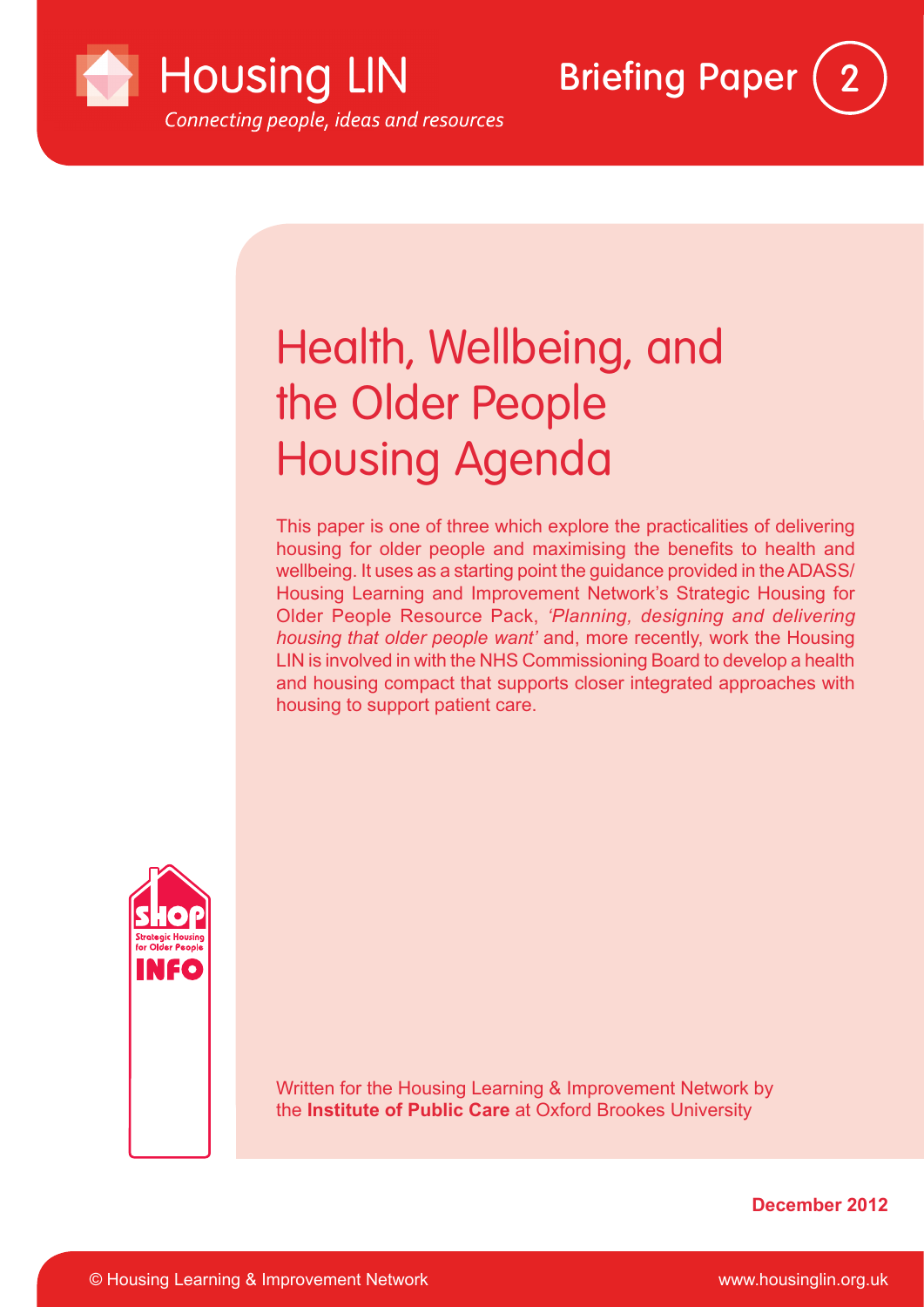Housing LIN

*Connecting people, ideas and resources*

Briefing Paper 2

# Health, Wellbeing, and the Older People Housing Agenda

This paper is one of three which explore the practicalities of delivering housing for older people and maximising the benefits to health and wellbeing. It uses as a starting point the guidance provided in the ADASS/ Housing Learning and Improvement Network's Strategic Housing for Older People Resource Pack, *'Planning, designing and delivering housing that older people want'* and, more recently, work the Housing LIN is involved in with the NHS Commissioning Board to develop a health and housing compact that supports closer integrated approaches with housing to support patient care.

SHOP Strategic Housing for Older People INFO

Written for the Housing Learning & Improvement Network by the **Institute of Public Care** at Oxford Brookes University

**December 2012**

© Housing Learning & Improvement Network

www.housinglin.org.uk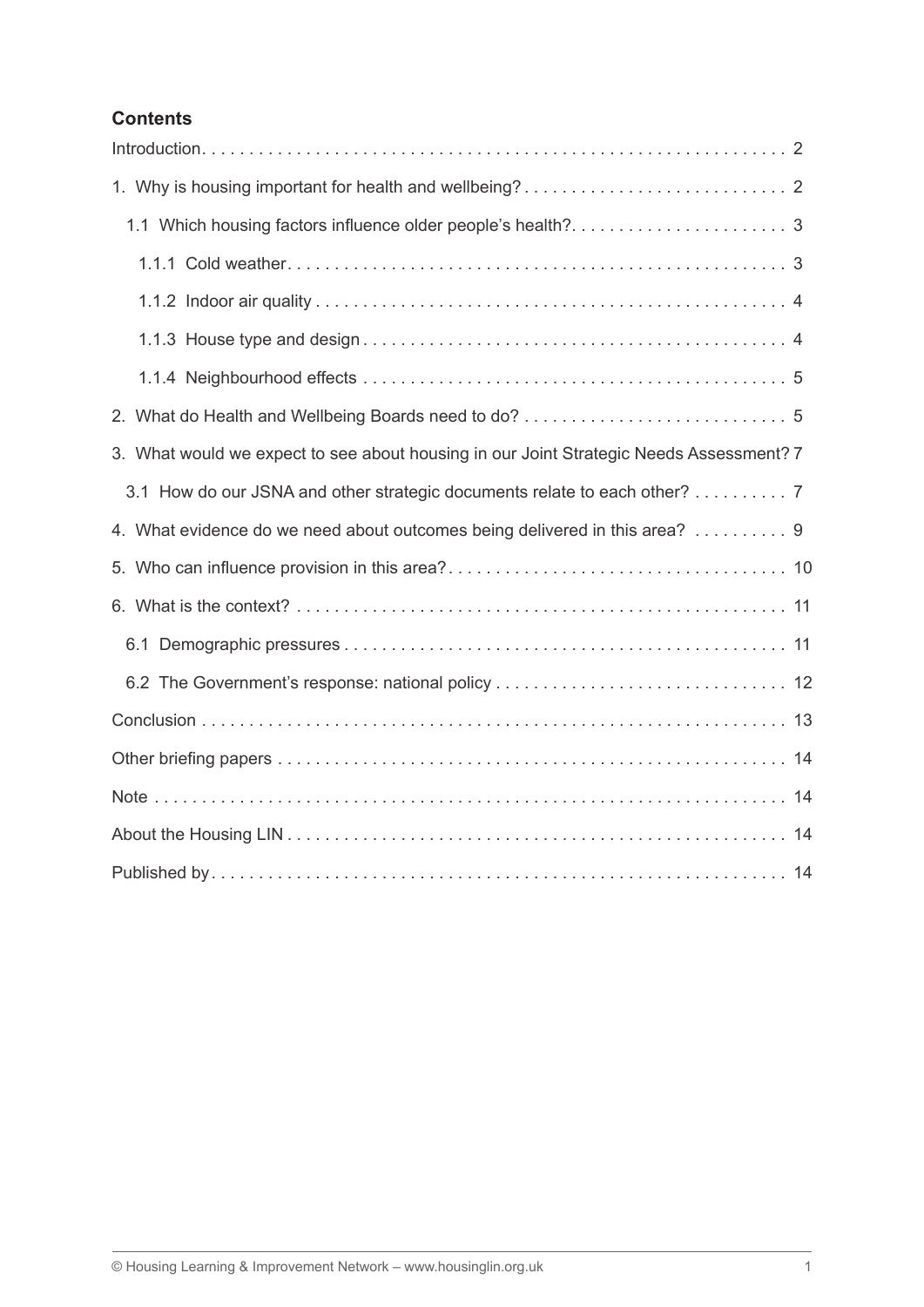## Contents

Introduction . . . . . . . . . . . . . . . . . . . . . . . . . . . . . . . . . . . . . . . . . . . . . . . . . . . . . . . . . . . . . . . 2

1. Why is housing important for health and wellbeing? . . . . . . . . . . . . . . . . . . . . . . . . . . . . 2

   1.1 Which housing factors influence older people's health? . . . . . . . . . . . . . . . . . . . . . . . 3

      1.1.1 Cold weather . . . . . . . . . . . . . . . . . . . . . . . . . . . . . . . . . . . . . . . . . . . . . . . . . . . . . 3

      1.1.2 Indoor air quality . . . . . . . . . . . . . . . . . . . . . . . . . . . . . . . . . . . . . . . . . . . . . . . . . . 4

      1.1.3 House type and design . . . . . . . . . . . . . . . . . . . . . . . . . . . . . . . . . . . . . . . . . . . . . 4

      1.1.4 Neighbourhood effects . . . . . . . . . . . . . . . . . . . . . . . . . . . . . . . . . . . . . . . . . . . . . 5

2. What do Health and Wellbeing Boards need to do? . . . . . . . . . . . . . . . . . . . . . . . . . . . . 5

3. What would we expect to see about housing in our Joint Strategic Needs Assessment? 7

   3.1 How do our JSNA and other strategic documents relate to each other? . . . . . . . . . . 7

4. What evidence do we need about outcomes being delivered in this area? . . . . . . . . . . 9

5. Who can influence provision in this area? . . . . . . . . . . . . . . . . . . . . . . . . . . . . . . . . . . . 10

6. What is the context? . . . . . . . . . . . . . . . . . . . . . . . . . . . . . . . . . . . . . . . . . . . . . . . . . . . 11

   6.1 Demographic pressures . . . . . . . . . . . . . . . . . . . . . . . . . . . . . . . . . . . . . . . . . . . . . . . 11

   6.2 The Government's response: national policy . . . . . . . . . . . . . . . . . . . . . . . . . . . . . . 12

Conclusion . . . . . . . . . . . . . . . . . . . . . . . . . . . . . . . . . . . . . . . . . . . . . . . . . . . . . . . . . . . . . 13

Other briefing papers . . . . . . . . . . . . . . . . . . . . . . . . . . . . . . . . . . . . . . . . . . . . . . . . . . . . 14

Note . . . . . . . . . . . . . . . . . . . . . . . . . . . . . . . . . . . . . . . . . . . . . . . . . . . . . . . . . . . . . . . . . . 14

About the Housing LIN . . . . . . . . . . . . . . . . . . . . . . . . . . . . . . . . . . . . . . . . . . . . . . . . . . . 14

Published by . . . . . . . . . . . . . . . . . . . . . . . . . . . . . . . . . . . . . . . . . . . . . . . . . . . . . . . . . . . 14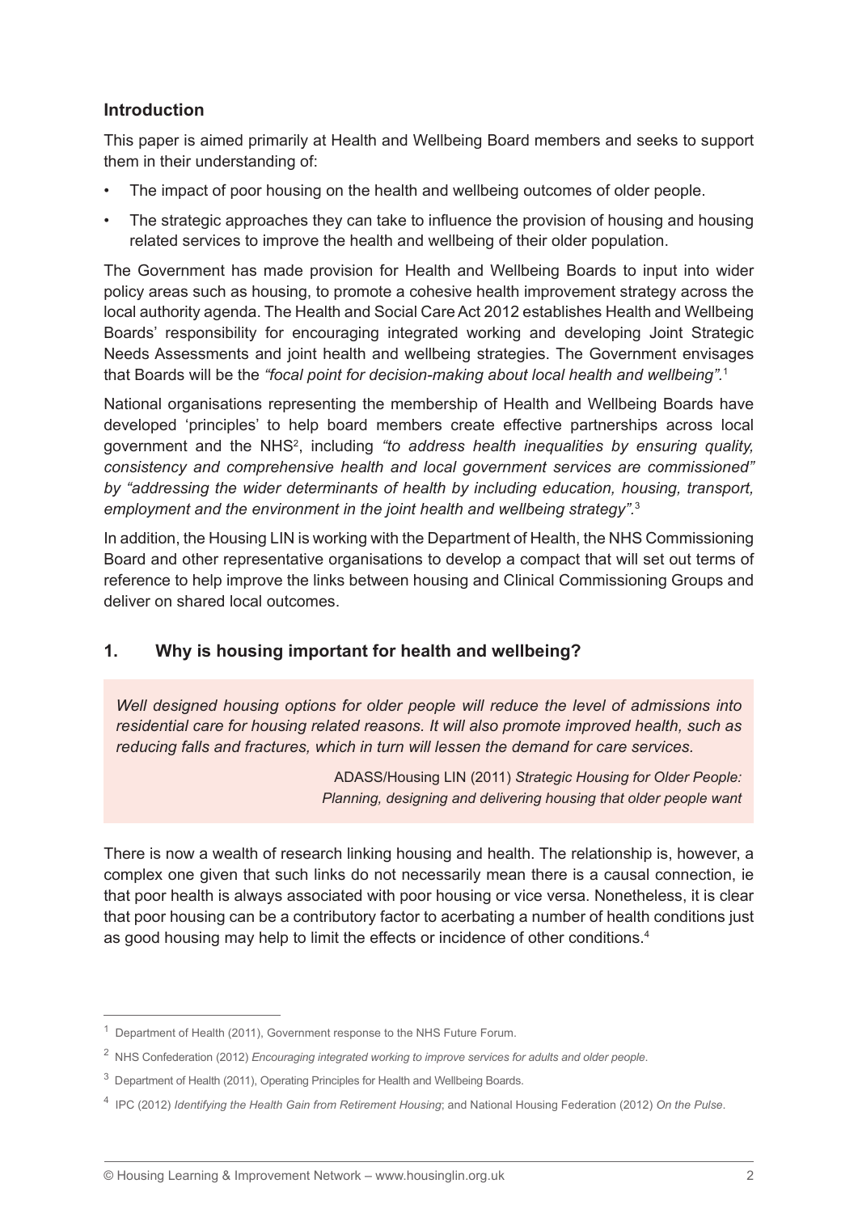## Introduction

This paper is aimed primarily at Health and Wellbeing Board members and seeks to support them in their understanding of:

- The impact of poor housing on the health and wellbeing outcomes of older people.
- The strategic approaches they can take to influence the provision of housing and housing related services to improve the health and wellbeing of their older population.

The Government has made provision for Health and Wellbeing Boards to input into wider policy areas such as housing, to promote a cohesive health improvement strategy across the local authority agenda. The Health and Social Care Act 2012 establishes Health and Wellbeing Boards' responsibility for encouraging integrated working and developing Joint Strategic Needs Assessments and joint health and wellbeing strategies. The Government envisages that Boards will be the *"focal point for decision-making about local health and wellbeing"*.[1]

National organisations representing the membership of Health and Wellbeing Boards have developed 'principles' to help board members create effective partnerships across local government and the NHS[2], including *"to address health inequalities by ensuring quality, consistency and comprehensive health and local government services are commissioned" by "addressing the wider determinants of health by including education, housing, transport, employment and the environment in the joint health and wellbeing strategy"*.[3]

In addition, the Housing LIN is working with the Department of Health, the NHS Commissioning Board and other representative organisations to develop a compact that will set out terms of reference to help improve the links between housing and Clinical Commissioning Groups and deliver on shared local outcomes.

## 1. Why is housing important for health and wellbeing?

> *Well designed housing options for older people will reduce the level of admissions into residential care for housing related reasons. It will also promote improved health, such as reducing falls and fractures, which in turn will lessen the demand for care services.*
>
> ADASS/Housing LIN (2011) *Strategic Housing for Older People: Planning, designing and delivering housing that older people want*

There is now a wealth of research linking housing and health. The relationship is, however, a complex one given that such links do not necessarily mean there is a causal connection, ie that poor health is always associated with poor housing or vice versa. Nonetheless, it is clear that poor housing can be a contributory factor to acerbating a number of health conditions just as good housing may help to limit the effects or incidence of other conditions.[4]

---

[1] Department of Health (2011), Government response to the NHS Future Forum.

[2] NHS Confederation (2012) *Encouraging integrated working to improve services for adults and older people*.

[3] Department of Health (2011), Operating Principles for Health and Wellbeing Boards.

[4] IPC (2012) *Identifying the Health Gain from Retirement Housing*; and National Housing Federation (2012) *On the Pulse*.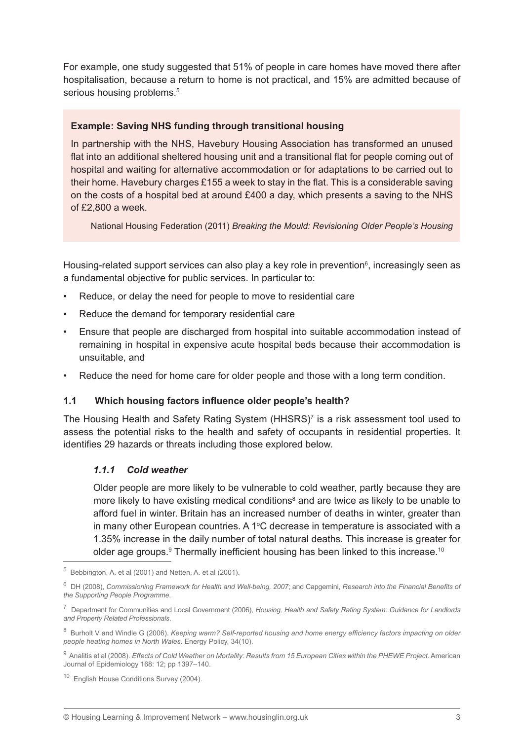For example, one study suggested that 51% of people in care homes have moved there after hospitalisation, because a return to home is not practical, and 15% are admitted because of serious housing problems.[5]

> **Example: Saving NHS funding through transitional housing**
>
> In partnership with the NHS, Havebury Housing Association has transformed an unused flat into an additional sheltered housing unit and a transitional flat for people coming out of hospital and waiting for alternative accommodation or for adaptations to be carried out to their home. Havebury charges £155 a week to stay in the flat. This is a considerable saving on the costs of a hospital bed at around £400 a day, which presents a saving to the NHS of £2,800 a week.
>
> National Housing Federation (2011) *Breaking the Mould: Revisioning Older People's Housing*

Housing-related support services can also play a key role in prevention[6], increasingly seen as a fundamental objective for public services. In particular to:

- Reduce, or delay the need for people to move to residential care
- Reduce the demand for temporary residential care
- Ensure that people are discharged from hospital into suitable accommodation instead of remaining in hospital in expensive acute hospital beds because their accommodation is unsuitable, and
- Reduce the need for home care for older people and those with a long term condition.

## 1.1 Which housing factors influence older people's health?

The Housing Health and Safety Rating System (HHSRS)[7] is a risk assessment tool used to assess the potential risks to the health and safety of occupants in residential properties. It identifies 29 hazards or threats including those explored below.

### *1.1.1 Cold weather*

Older people are more likely to be vulnerable to cold weather, partly because they are more likely to have existing medical conditions[8] and are twice as likely to be unable to afford fuel in winter. Britain has an increased number of deaths in winter, greater than in many other European countries. A 1°C decrease in temperature is associated with a 1.35% increase in the daily number of total natural deaths. This increase is greater for older age groups.[9] Thermally inefficient housing has been linked to this increase.[10]

---

[5] Bebbington, A. et al (2001) and Netten, A. et al (2001).

[6] DH (2008), *Commissioning Framework for Health and Well-being, 2007*; and Capgemini, *Research into the Financial Benefits of the Supporting People Programme*.

[7] Department for Communities and Local Government (2006), *Housing, Health and Safety Rating System: Guidance for Landlords and Property Related Professionals*.

[8] Burholt V and Windle G (2006). *Keeping warm? Self-reported housing and home energy efficiency factors impacting on older people heating homes in North Wales.* Energy Policy, 34(10).

[9] Analitis et al (2008). *Effects of Cold Weather on Mortality: Results from 15 European Cities within the PHEWE Project*. American Journal of Epidemiology 168: 12; pp 1397–140.

[10] English House Conditions Survey (2004).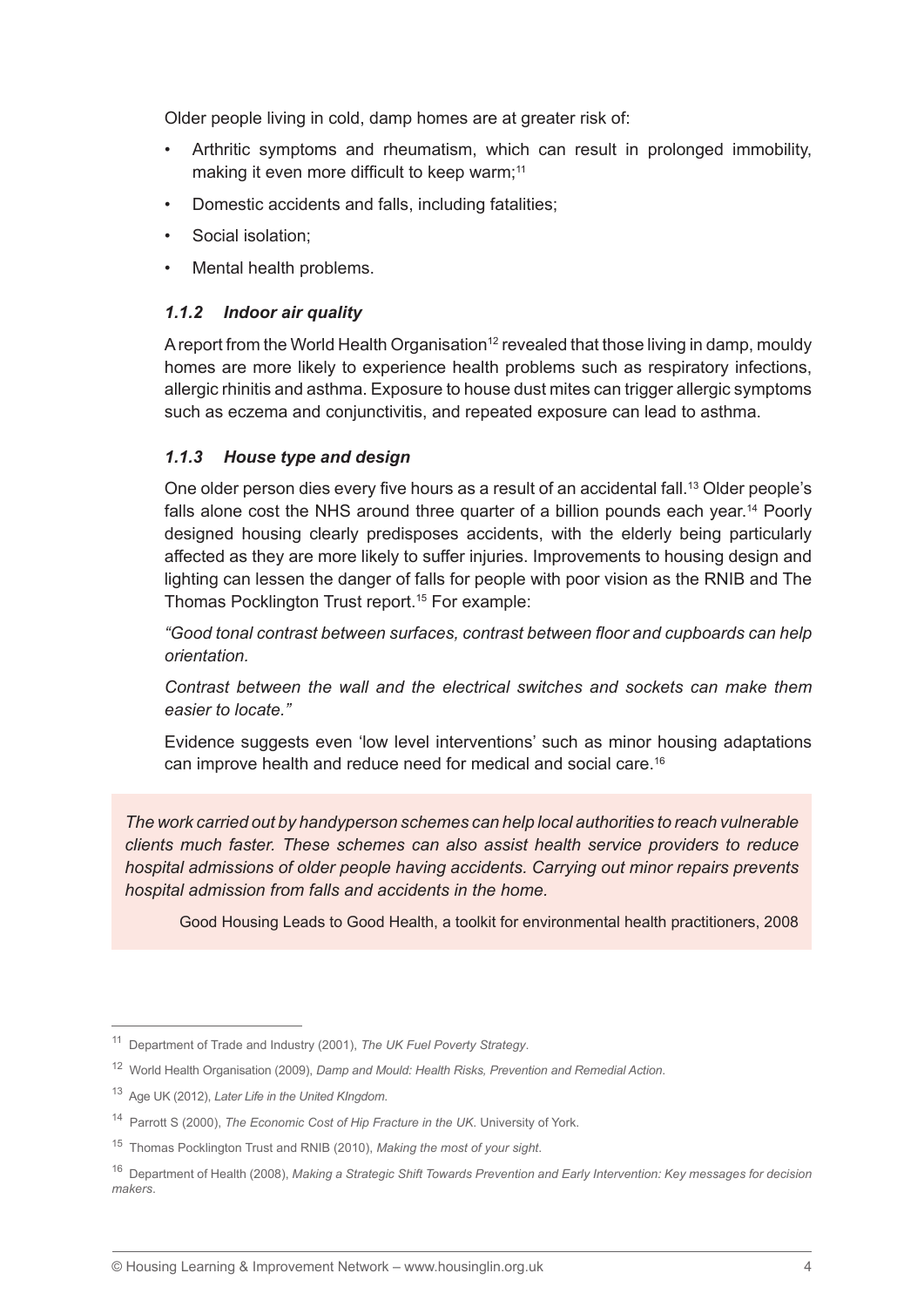Older people living in cold, damp homes are at greater risk of:

- Arthritic symptoms and rheumatism, which can result in prolonged immobility, making it even more difficult to keep warm;[11]
- Domestic accidents and falls, including fatalities;
- Social isolation;
- Mental health problems.

### *1.1.2 Indoor air quality*

A report from the World Health Organisation[12] revealed that those living in damp, mouldy homes are more likely to experience health problems such as respiratory infections, allergic rhinitis and asthma. Exposure to house dust mites can trigger allergic symptoms such as eczema and conjunctivitis, and repeated exposure can lead to asthma.

### *1.1.3 House type and design*

One older person dies every five hours as a result of an accidental fall.[13] Older people's falls alone cost the NHS around three quarter of a billion pounds each year.[14] Poorly designed housing clearly predisposes accidents, with the elderly being particularly affected as they are more likely to suffer injuries. Improvements to housing design and lighting can lessen the danger of falls for people with poor vision as the RNIB and The Thomas Pocklington Trust report.[15] For example:

*"Good tonal contrast between surfaces, contrast between floor and cupboards can help orientation.*

*Contrast between the wall and the electrical switches and sockets can make them easier to locate."*

Evidence suggests even 'low level interventions' such as minor housing adaptations can improve health and reduce need for medical and social care.[16]

> *The work carried out by handyperson schemes can help local authorities to reach vulnerable clients much faster. These schemes can also assist health service providers to reduce hospital admissions of older people having accidents. Carrying out minor repairs prevents hospital admission from falls and accidents in the home.*
>
> Good Housing Leads to Good Health, a toolkit for environmental health practitioners, 2008

---

[11] Department of Trade and Industry (2001), *The UK Fuel Poverty Strategy*.

[12] World Health Organisation (2009), *Damp and Mould: Health Risks, Prevention and Remedial Action*.

[13] Age UK (2012), *Later Life in the United KIngdom*.

[14] Parrott S (2000), *The Economic Cost of Hip Fracture in the UK*. University of York.

[15] Thomas Pocklington Trust and RNIB (2010), *Making the most of your sight*.

[16] Department of Health (2008), *Making a Strategic Shift Towards Prevention and Early Intervention: Key messages for decision makers*.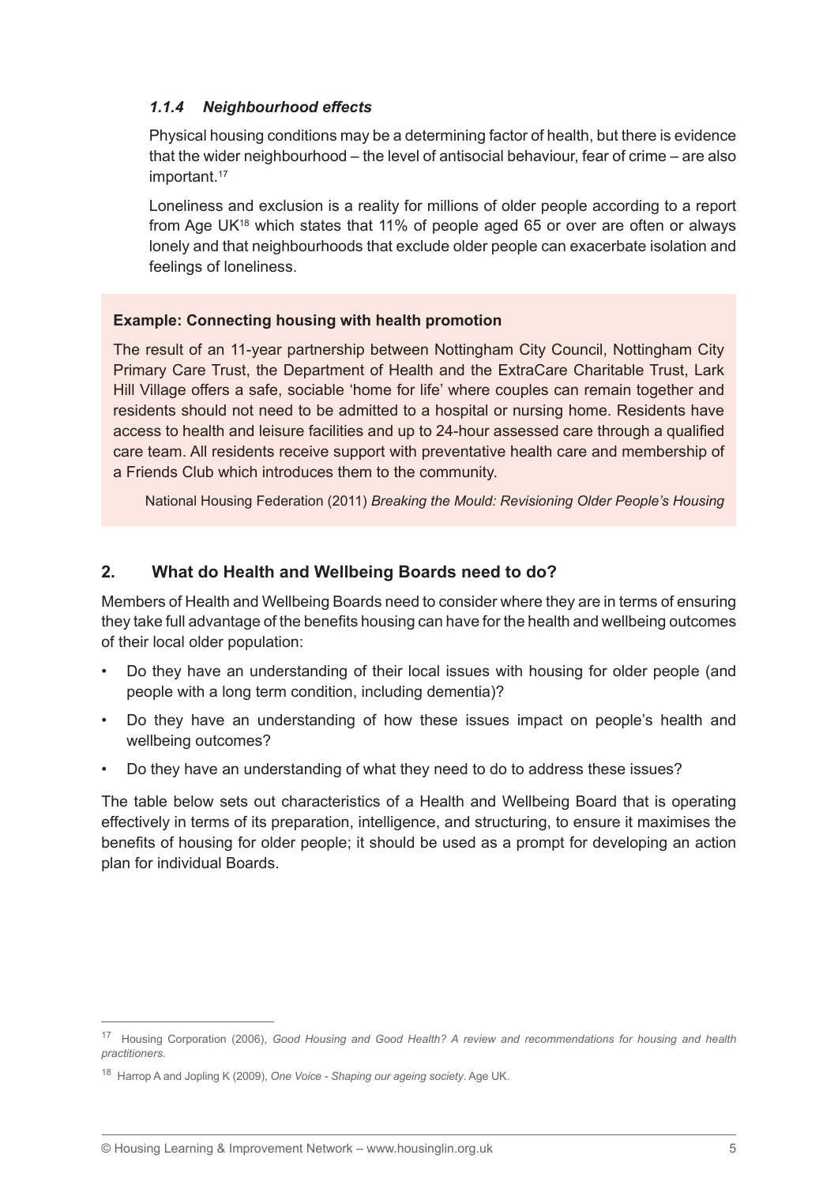### *1.1.4 Neighbourhood effects*

Physical housing conditions may be a determining factor of health, but there is evidence that the wider neighbourhood – the level of antisocial behaviour, fear of crime – are also important.[17]

Loneliness and exclusion is a reality for millions of older people according to a report from Age UK[18] which states that 11% of people aged 65 or over are often or always lonely and that neighbourhoods that exclude older people can exacerbate isolation and feelings of loneliness.

**Example: Connecting housing with health promotion**

The result of an 11-year partnership between Nottingham City Council, Nottingham City Primary Care Trust, the Department of Health and the ExtraCare Charitable Trust, Lark Hill Village offers a safe, sociable 'home for life' where couples can remain together and residents should not need to be admitted to a hospital or nursing home. Residents have access to health and leisure facilities and up to 24-hour assessed care through a qualified care team. All residents receive support with preventative health care and membership of a Friends Club which introduces them to the community.

National Housing Federation (2011) *Breaking the Mould: Revisioning Older People's Housing*

## 2. What do Health and Wellbeing Boards need to do?

Members of Health and Wellbeing Boards need to consider where they are in terms of ensuring they take full advantage of the benefits housing can have for the health and wellbeing outcomes of their local older population:

- Do they have an understanding of their local issues with housing for older people (and people with a long term condition, including dementia)?
- Do they have an understanding of how these issues impact on people's health and wellbeing outcomes?
- Do they have an understanding of what they need to do to address these issues?

The table below sets out characteristics of a Health and Wellbeing Board that is operating effectively in terms of its preparation, intelligence, and structuring, to ensure it maximises the benefits of housing for older people; it should be used as a prompt for developing an action plan for individual Boards.

---

[17] Housing Corporation (2006), *Good Housing and Good Health? A review and recommendations for housing and health practitioners*.

[18] Harrop A and Jopling K (2009), *One Voice - Shaping our ageing society*. Age UK.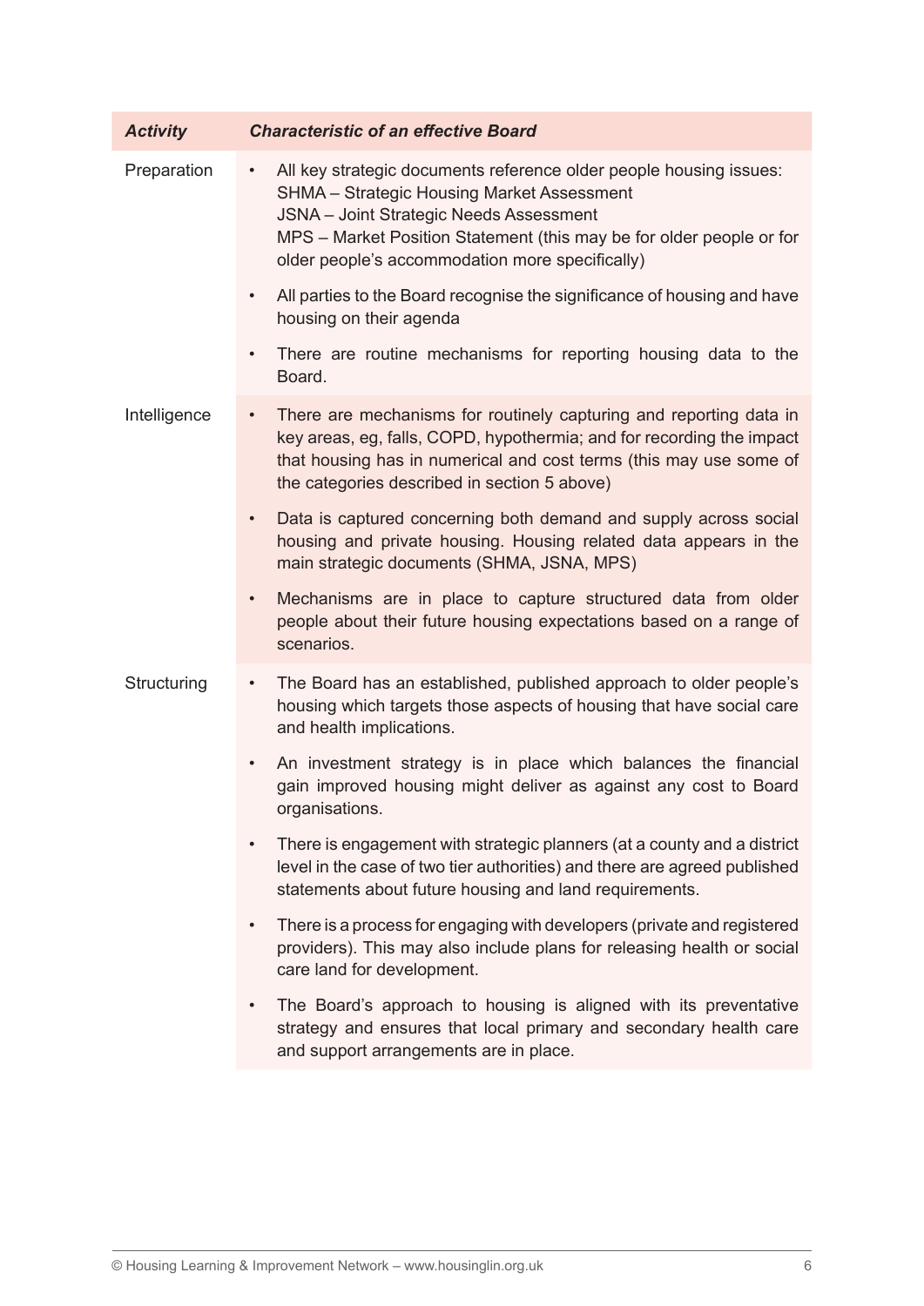| *Activity* | *Characteristic of an effective Board* |
|---|---|
| Preparation | • All key strategic documents reference older people housing issues:<br>SHMA – Strategic Housing Market Assessment<br>JSNA – Joint Strategic Needs Assessment<br>MPS – Market Position Statement (this may be for older people or for older people's accommodation more specifically)<br>• All parties to the Board recognise the significance of housing and have housing on their agenda<br>• There are routine mechanisms for reporting housing data to the Board. |
| Intelligence | • There are mechanisms for routinely capturing and reporting data in key areas, eg, falls, COPD, hypothermia; and for recording the impact that housing has in numerical and cost terms (this may use some of the categories described in section 5 above)<br>• Data is captured concerning both demand and supply across social housing and private housing. Housing related data appears in the main strategic documents (SHMA, JSNA, MPS)<br>• Mechanisms are in place to capture structured data from older people about their future housing expectations based on a range of scenarios. |
| Structuring | • The Board has an established, published approach to older people's housing which targets those aspects of housing that have social care and health implications.<br>• An investment strategy is in place which balances the financial gain improved housing might deliver as against any cost to Board organisations.<br>• There is engagement with strategic planners (at a county and a district level in the case of two tier authorities) and there are agreed published statements about future housing and land requirements.<br>• There is a process for engaging with developers (private and registered providers). This may also include plans for releasing health or social care land for development.<br>• The Board's approach to housing is aligned with its preventative strategy and ensures that local primary and secondary health care and support arrangements are in place. |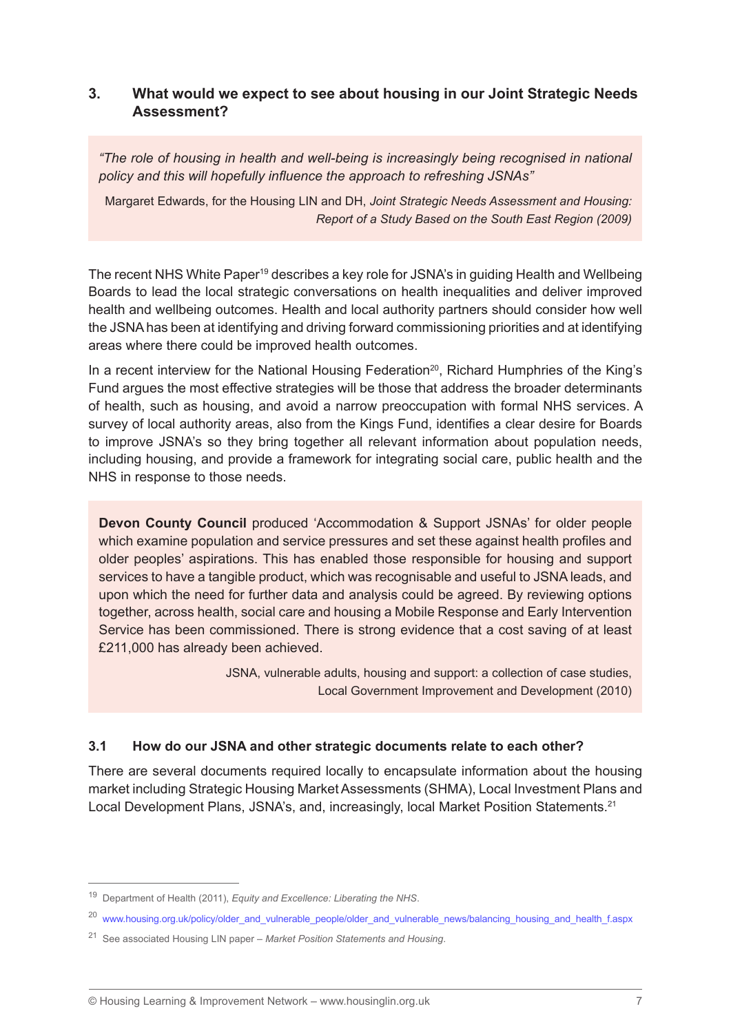## 3. What would we expect to see about housing in our Joint Strategic Needs Assessment?

> *"The role of housing in health and well-being is increasingly being recognised in national policy and this will hopefully influence the approach to refreshing JSNAs"*
>
> Margaret Edwards, for the Housing LIN and DH, *Joint Strategic Needs Assessment and Housing: Report of a Study Based on the South East Region (2009)*

The recent NHS White Paper[19] describes a key role for JSNA's in guiding Health and Wellbeing Boards to lead the local strategic conversations on health inequalities and deliver improved health and wellbeing outcomes. Health and local authority partners should consider how well the JSNA has been at identifying and driving forward commissioning priorities and at identifying areas where there could be improved health outcomes.

In a recent interview for the National Housing Federation[20], Richard Humphries of the King's Fund argues the most effective strategies will be those that address the broader determinants of health, such as housing, and avoid a narrow preoccupation with formal NHS services. A survey of local authority areas, also from the Kings Fund, identifies a clear desire for Boards to improve JSNA's so they bring together all relevant information about population needs, including housing, and provide a framework for integrating social care, public health and the NHS in response to those needs.

> **Devon County Council** produced 'Accommodation & Support JSNAs' for older people which examine population and service pressures and set these against health profiles and older peoples' aspirations. This has enabled those responsible for housing and support services to have a tangible product, which was recognisable and useful to JSNA leads, and upon which the need for further data and analysis could be agreed. By reviewing options together, across health, social care and housing a Mobile Response and Early Intervention Service has been commissioned. There is strong evidence that a cost saving of at least £211,000 has already been achieved.
>
> JSNA, vulnerable adults, housing and support: a collection of case studies, Local Government Improvement and Development (2010)

### 3.1 How do our JSNA and other strategic documents relate to each other?

There are several documents required locally to encapsulate information about the housing market including Strategic Housing Market Assessments (SHMA), Local Investment Plans and Local Development Plans, JSNA's, and, increasingly, local Market Position Statements.[21]

---

[19] Department of Health (2011), *Equity and Excellence: Liberating the NHS*.

[20] www.housing.org.uk/policy/older_and_vulnerable_people/older_and_vulnerable_news/balancing_housing_and_health_f.aspx

[21] See associated Housing LIN paper – *Market Position Statements and Housing*.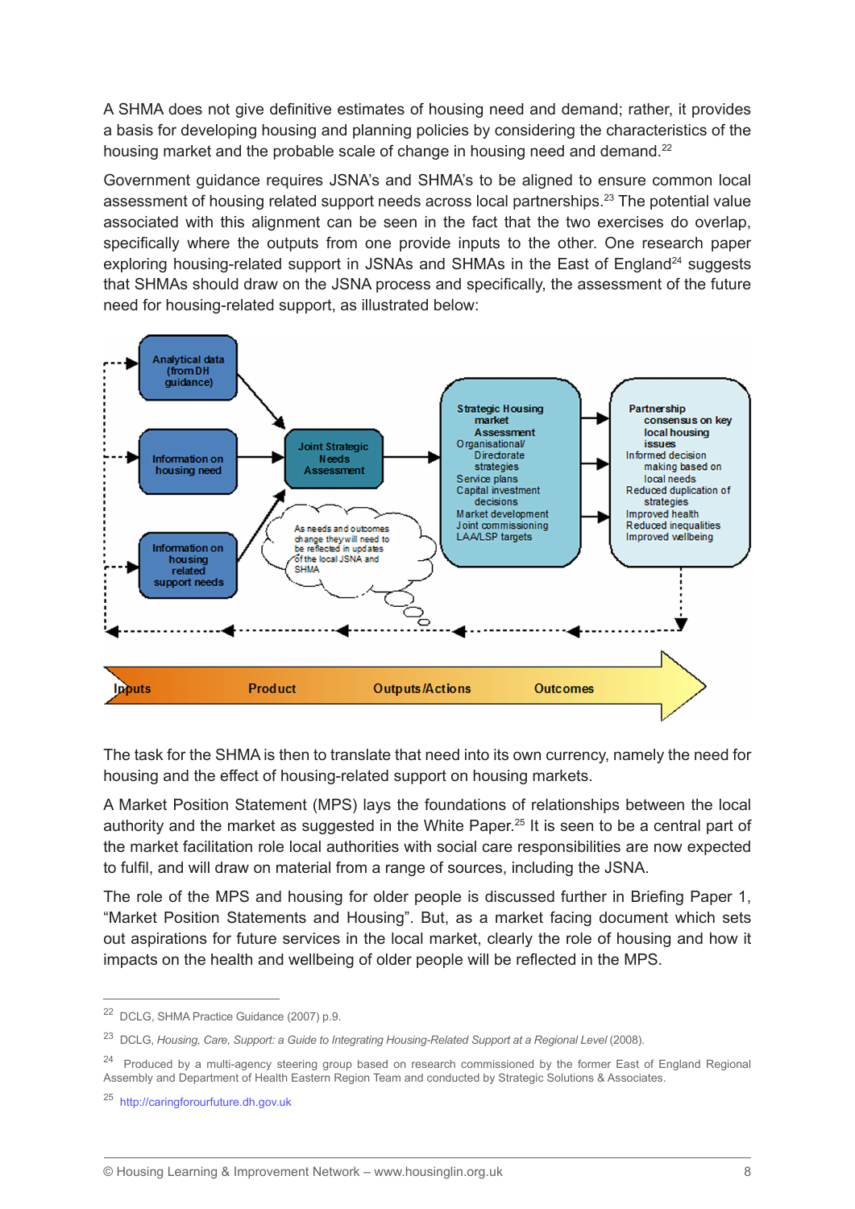A SHMA does not give definitive estimates of housing need and demand; rather, it provides a basis for developing housing and planning policies by considering the characteristics of the housing market and the probable scale of change in housing need and demand.[22]

Government guidance requires JSNA's and SHMA's to be aligned to ensure common local assessment of housing related support needs across local partnerships.[23] The potential value associated with this alignment can be seen in the fact that the two exercises do overlap, specifically where the outputs from one provide inputs to the other. One research paper exploring housing-related support in JSNAs and SHMAs in the East of England[24] suggests that SHMAs should draw on the JSNA process and specifically, the assessment of the future need for housing-related support, as illustrated below:

**Inputs:**
- Analytical data (from DH guidance)
- Information on housing need
- Information on housing related support needs

**Product:**
- Joint Strategic Needs Assessment

As needs and outcomes change they will need to be reflected in updates of the local JSNA and SHMA

**Outputs/Actions:**
- Strategic Housing market Assessment
- Organisational/ Directorate strategies
- Service plans
- Capital investment decisions
- Market development
- Joint commissioning
- LAA/LSP targets

**Outcomes:**
- Partnership consensus on key local housing issues
- Informed decision making based on local needs
- Reduced duplication of strategies
- Improved health
- Reduced inequalities
- Improved wellbeing

The task for the SHMA is then to translate that need into its own currency, namely the need for housing and the effect of housing-related support on housing markets.

A Market Position Statement (MPS) lays the foundations of relationships between the local authority and the market as suggested in the White Paper.[25] It is seen to be a central part of the market facilitation role local authorities with social care responsibilities are now expected to fulfil, and will draw on material from a range of sources, including the JSNA.

The role of the MPS and housing for older people is discussed further in Briefing Paper 1, "Market Position Statements and Housing". But, as a market facing document which sets out aspirations for future services in the local market, clearly the role of housing and how it impacts on the health and wellbeing of older people will be reflected in the MPS.

---

[22] DCLG, SHMA Practice Guidance (2007) p.9.

[23] DCLG, *Housing, Care, Support: a Guide to Integrating Housing-Related Support at a Regional Level* (2008).

[24] Produced by a multi-agency steering group based on research commissioned by the former East of England Regional Assembly and Department of Health Eastern Region Team and conducted by Strategic Solutions & Associates.

[25] http://caringforourfuture.dh.gov.uk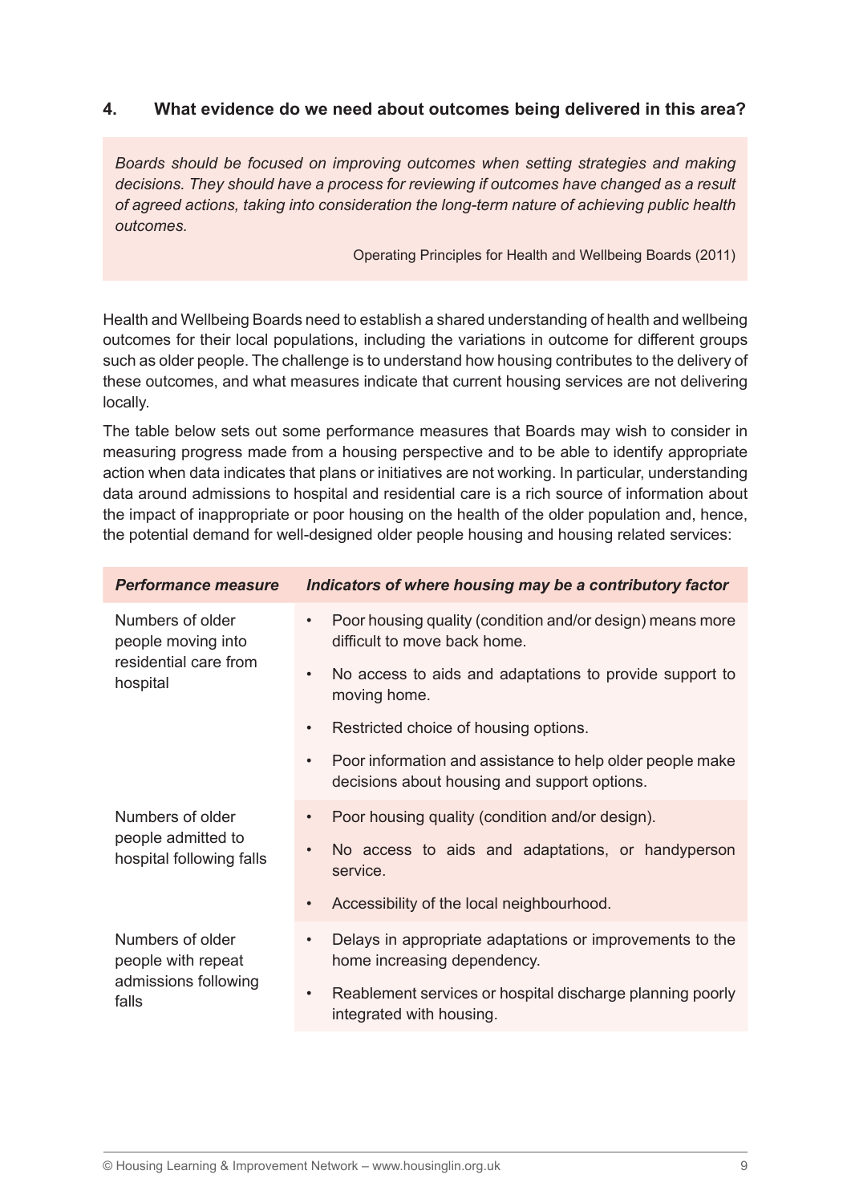## 4. What evidence do we need about outcomes being delivered in this area?

> *Boards should be focused on improving outcomes when setting strategies and making decisions. They should have a process for reviewing if outcomes have changed as a result of agreed actions, taking into consideration the long-term nature of achieving public health outcomes.*
>
> Operating Principles for Health and Wellbeing Boards (2011)

Health and Wellbeing Boards need to establish a shared understanding of health and wellbeing outcomes for their local populations, including the variations in outcome for different groups such as older people. The challenge is to understand how housing contributes to the delivery of these outcomes, and what measures indicate that current housing services are not delivering locally.

The table below sets out some performance measures that Boards may wish to consider in measuring progress made from a housing perspective and to be able to identify appropriate action when data indicates that plans or initiatives are not working. In particular, understanding data around admissions to hospital and residential care is a rich source of information about the impact of inappropriate or poor housing on the health of the older population and, hence, the potential demand for well-designed older people housing and housing related services:

| *Performance measure* | *Indicators of where housing may be a contributory factor* |
|---|---|
| Numbers of older people moving into residential care from hospital | • Poor housing quality (condition and/or design) means more difficult to move back home.<br>• No access to aids and adaptations to provide support to moving home.<br>• Restricted choice of housing options.<br>• Poor information and assistance to help older people make decisions about housing and support options. |
| Numbers of older people admitted to hospital following falls | • Poor housing quality (condition and/or design).<br>• No access to aids and adaptations, or handyperson service.<br>• Accessibility of the local neighbourhood. |
| Numbers of older people with repeat admissions following falls | • Delays in appropriate adaptations or improvements to the home increasing dependency.<br>• Reablement services or hospital discharge planning poorly integrated with housing. |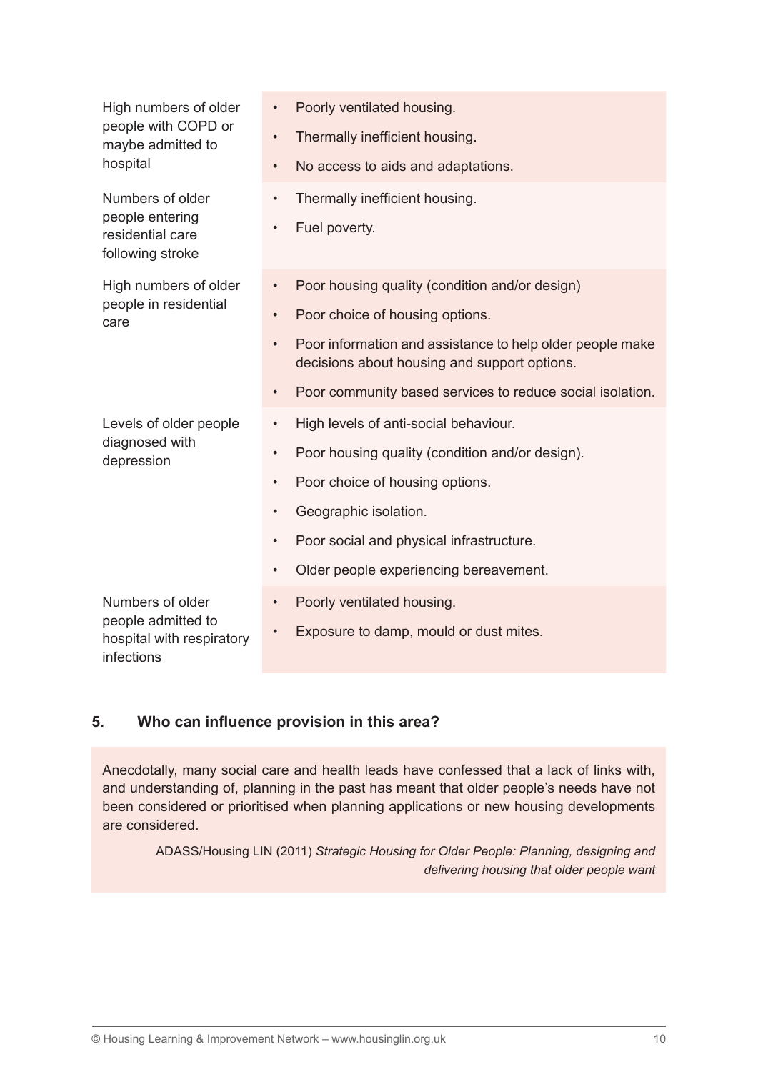| | |
|---|---|
| High numbers of older people with COPD or maybe admitted to hospital | • Poorly ventilated housing.<br>• Thermally inefficient housing.<br>• No access to aids and adaptations. |
| Numbers of older people entering residential care following stroke | • Thermally inefficient housing.<br>• Fuel poverty. |
| High numbers of older people in residential care | • Poor housing quality (condition and/or design)<br>• Poor choice of housing options.<br>• Poor information and assistance to help older people make decisions about housing and support options.<br>• Poor community based services to reduce social isolation. |
| Levels of older people diagnosed with depression | • High levels of anti-social behaviour.<br>• Poor housing quality (condition and/or design).<br>• Poor choice of housing options.<br>• Geographic isolation.<br>• Poor social and physical infrastructure.<br>• Older people experiencing bereavement. |
| Numbers of older people admitted to hospital with respiratory infections | • Poorly ventilated housing.<br>• Exposure to damp, mould or dust mites. |

## 5. Who can influence provision in this area?

Anecdotally, many social care and health leads have confessed that a lack of links with, and understanding of, planning in the past has meant that older people's needs have not been considered or prioritised when planning applications or new housing developments are considered.

ADASS/Housing LIN (2011) *Strategic Housing for Older People: Planning, designing and delivering housing that older people want*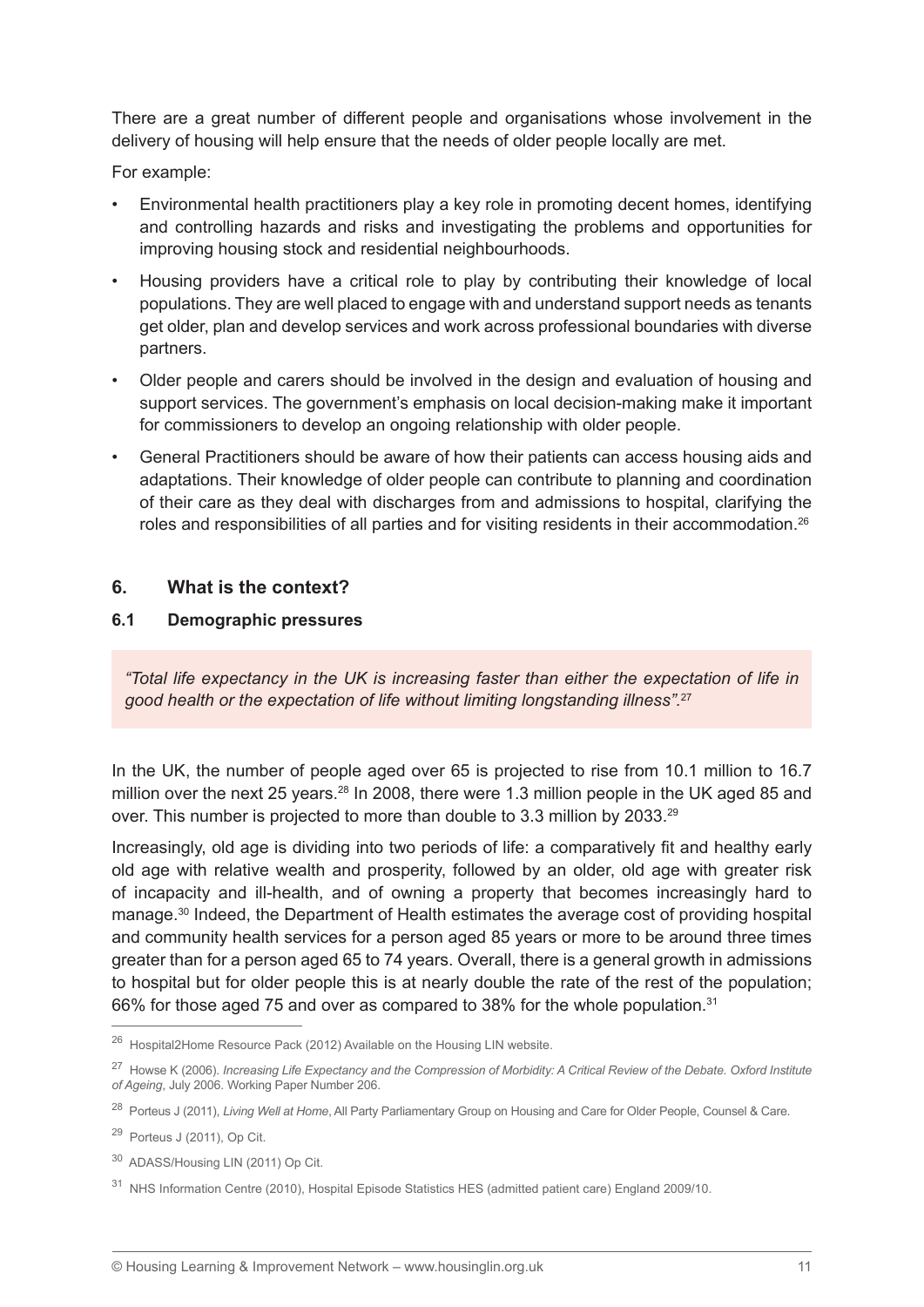There are a great number of different people and organisations whose involvement in the delivery of housing will help ensure that the needs of older people locally are met.

For example:

- Environmental health practitioners play a key role in promoting decent homes, identifying and controlling hazards and risks and investigating the problems and opportunities for improving housing stock and residential neighbourhoods.
- Housing providers have a critical role to play by contributing their knowledge of local populations. They are well placed to engage with and understand support needs as tenants get older, plan and develop services and work across professional boundaries with diverse partners.
- Older people and carers should be involved in the design and evaluation of housing and support services. The government's emphasis on local decision-making make it important for commissioners to develop an ongoing relationship with older people.
- General Practitioners should be aware of how their patients can access housing aids and adaptations. Their knowledge of older people can contribute to planning and coordination of their care as they deal with discharges from and admissions to hospital, clarifying the roles and responsibilities of all parties and for visiting residents in their accommodation.[26]

## 6. What is the context?

### 6.1 Demographic pressures

> *"Total life expectancy in the UK is increasing faster than either the expectation of life in good health or the expectation of life without limiting longstanding illness".*[27]

In the UK, the number of people aged over 65 is projected to rise from 10.1 million to 16.7 million over the next 25 years.[28] In 2008, there were 1.3 million people in the UK aged 85 and over. This number is projected to more than double to 3.3 million by 2033.[29]

Increasingly, old age is dividing into two periods of life: a comparatively fit and healthy early old age with relative wealth and prosperity, followed by an older, old age with greater risk of incapacity and ill-health, and of owning a property that becomes increasingly hard to manage.[30] Indeed, the Department of Health estimates the average cost of providing hospital and community health services for a person aged 85 years or more to be around three times greater than for a person aged 65 to 74 years. Overall, there is a general growth in admissions to hospital but for older people this is at nearly double the rate of the rest of the population; 66% for those aged 75 and over as compared to 38% for the whole population.[31]

---

[26] Hospital2Home Resource Pack (2012) Available on the Housing LIN website.

[27] Howse K (2006). *Increasing Life Expectancy and the Compression of Morbidity: A Critical Review of the Debate. Oxford Institute of Ageing*, July 2006. Working Paper Number 206.

[28] Porteus J (2011), *Living Well at Home*, All Party Parliamentary Group on Housing and Care for Older People, Counsel & Care.

[29] Porteus J (2011), Op Cit.

[30] ADASS/Housing LIN (2011) Op Cit.

[31] NHS Information Centre (2010), Hospital Episode Statistics HES (admitted patient care) England 2009/10.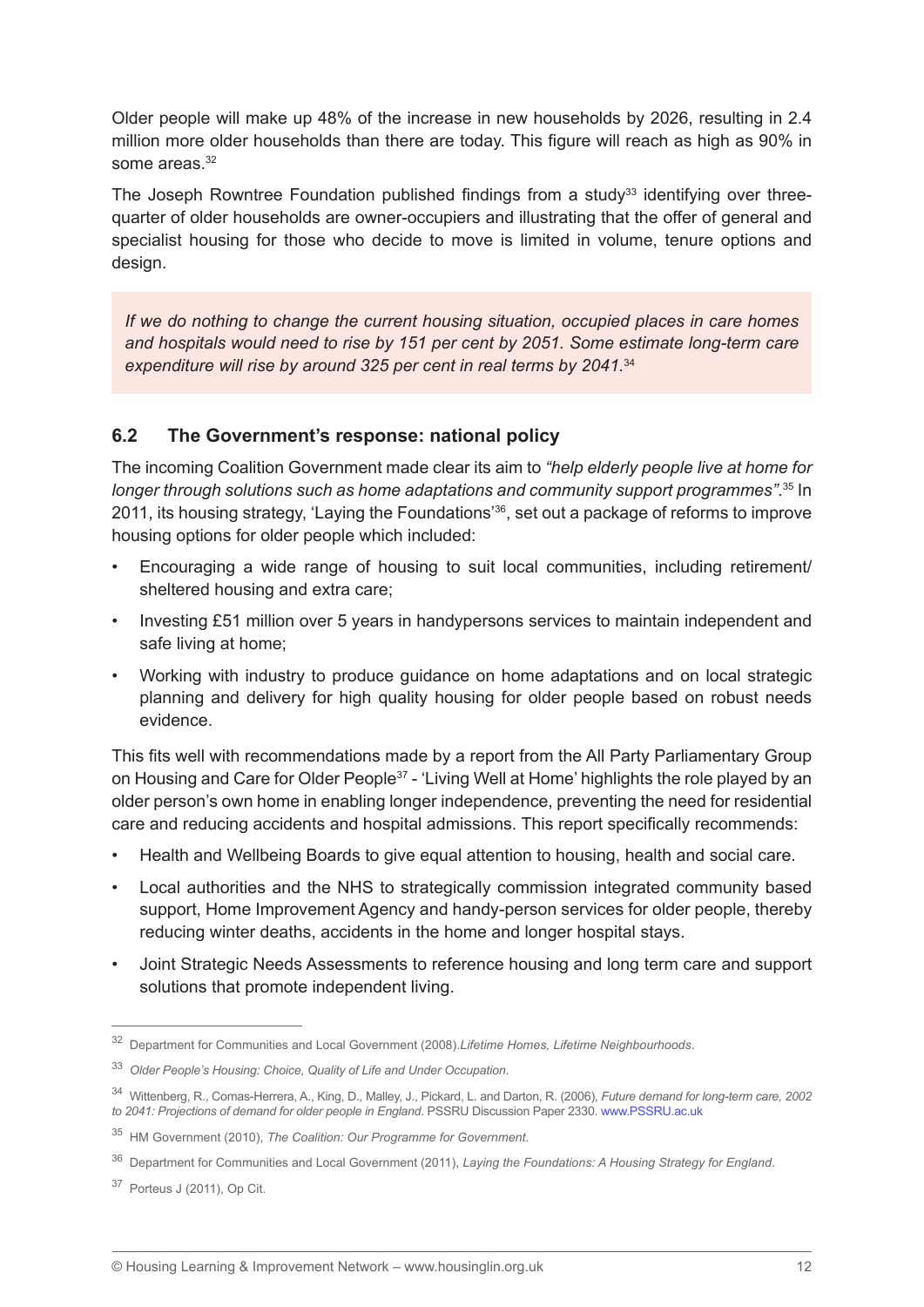Older people will make up 48% of the increase in new households by 2026, resulting in 2.4 million more older households than there are today. This figure will reach as high as 90% in some areas.[32]

The Joseph Rowntree Foundation published findings from a study[33] identifying over three-quarter of older households are owner-occupiers and illustrating that the offer of general and specialist housing for those who decide to move is limited in volume, tenure options and design.

> *If we do nothing to change the current housing situation, occupied places in care homes and hospitals would need to rise by 151 per cent by 2051. Some estimate long-term care expenditure will rise by around 325 per cent in real terms by 2041.*[34]

## 6.2 The Government's response: national policy

The incoming Coalition Government made clear its aim to *"help elderly people live at home for longer through solutions such as home adaptations and community support programmes"*.[35] In 2011, its housing strategy, 'Laying the Foundations'[36], set out a package of reforms to improve housing options for older people which included:

- Encouraging a wide range of housing to suit local communities, including retirement/ sheltered housing and extra care;
- Investing £51 million over 5 years in handypersons services to maintain independent and safe living at home;
- Working with industry to produce guidance on home adaptations and on local strategic planning and delivery for high quality housing for older people based on robust needs evidence.

This fits well with recommendations made by a report from the All Party Parliamentary Group on Housing and Care for Older People[37] - 'Living Well at Home' highlights the role played by an older person's own home in enabling longer independence, preventing the need for residential care and reducing accidents and hospital admissions. This report specifically recommends:

- Health and Wellbeing Boards to give equal attention to housing, health and social care.
- Local authorities and the NHS to strategically commission integrated community based support, Home Improvement Agency and handy-person services for older people, thereby reducing winter deaths, accidents in the home and longer hospital stays.
- Joint Strategic Needs Assessments to reference housing and long term care and support solutions that promote independent living.

---

[32] Department for Communities and Local Government (2008).*Lifetime Homes, Lifetime Neighbourhoods*.

[33] *Older People's Housing: Choice, Quality of Life and Under Occupation*.

[34] Wittenberg, R., Comas-Herrera, A., King, D., Malley, J., Pickard, L. and Darton, R. (2006), *Future demand for long-term care, 2002 to 2041: Projections of demand for older people in England*. PSSRU Discussion Paper 2330. www.PSSRU.ac.uk

[35] HM Government (2010), *The Coalition: Our Programme for Government*.

[36] Department for Communities and Local Government (2011), *Laying the Foundations: A Housing Strategy for England*.

[37] Porteus J (2011), Op Cit.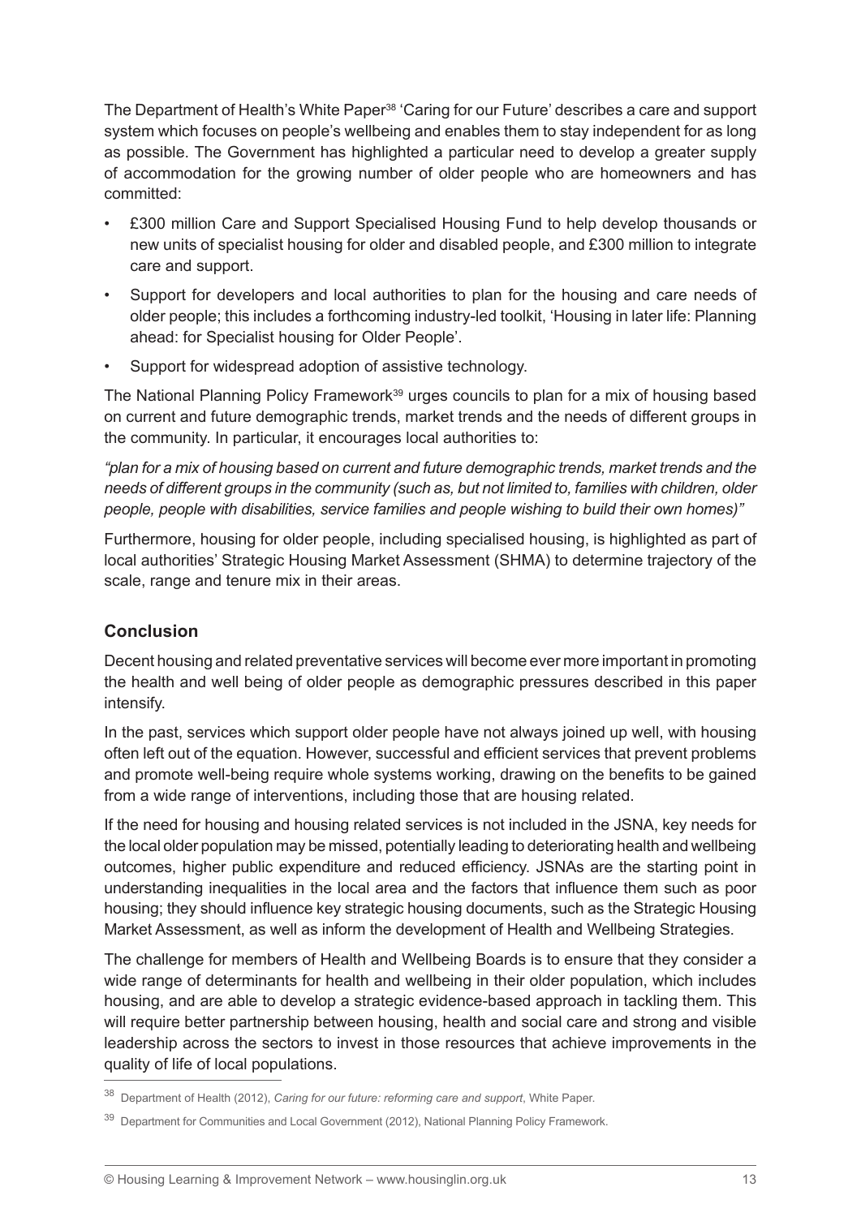The Department of Health's White Paper[38] 'Caring for our Future' describes a care and support system which focuses on people's wellbeing and enables them to stay independent for as long as possible. The Government has highlighted a particular need to develop a greater supply of accommodation for the growing number of older people who are homeowners and has committed:

- £300 million Care and Support Specialised Housing Fund to help develop thousands or new units of specialist housing for older and disabled people, and £300 million to integrate care and support.
- Support for developers and local authorities to plan for the housing and care needs of older people; this includes a forthcoming industry-led toolkit, 'Housing in later life: Planning ahead: for Specialist housing for Older People'.
- Support for widespread adoption of assistive technology.

The National Planning Policy Framework[39] urges councils to plan for a mix of housing based on current and future demographic trends, market trends and the needs of different groups in the community. In particular, it encourages local authorities to:

*"plan for a mix of housing based on current and future demographic trends, market trends and the needs of different groups in the community (such as, but not limited to, families with children, older people, people with disabilities, service families and people wishing to build their own homes)"*

Furthermore, housing for older people, including specialised housing, is highlighted as part of local authorities' Strategic Housing Market Assessment (SHMA) to determine trajectory of the scale, range and tenure mix in their areas.

## Conclusion

Decent housing and related preventative services will become ever more important in promoting the health and well being of older people as demographic pressures described in this paper intensify.

In the past, services which support older people have not always joined up well, with housing often left out of the equation. However, successful and efficient services that prevent problems and promote well-being require whole systems working, drawing on the benefits to be gained from a wide range of interventions, including those that are housing related.

If the need for housing and housing related services is not included in the JSNA, key needs for the local older population may be missed, potentially leading to deteriorating health and wellbeing outcomes, higher public expenditure and reduced efficiency. JSNAs are the starting point in understanding inequalities in the local area and the factors that influence them such as poor housing; they should influence key strategic housing documents, such as the Strategic Housing Market Assessment, as well as inform the development of Health and Wellbeing Strategies.

The challenge for members of Health and Wellbeing Boards is to ensure that they consider a wide range of determinants for health and wellbeing in their older population, which includes housing, and are able to develop a strategic evidence-based approach in tackling them. This will require better partnership between housing, health and social care and strong and visible leadership across the sectors to invest in those resources that achieve improvements in the quality of life of local populations.

---

[38] Department of Health (2012), *Caring for our future: reforming care and support*, White Paper.

[39] Department for Communities and Local Government (2012), National Planning Policy Framework.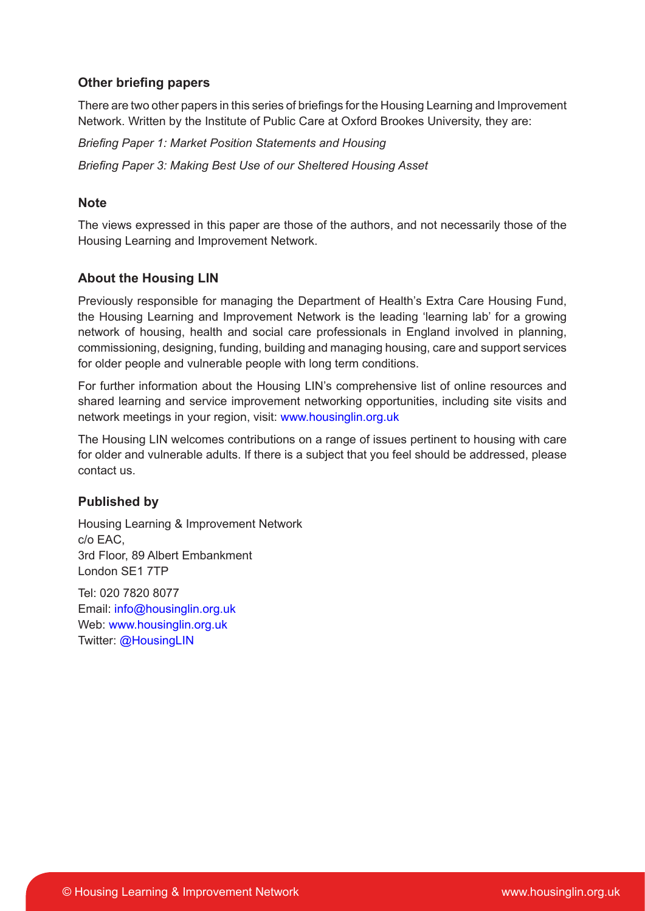### Other briefing papers

There are two other papers in this series of briefings for the Housing Learning and Improvement Network. Written by the Institute of Public Care at Oxford Brookes University, they are:

*Briefing Paper 1: Market Position Statements and Housing*

*Briefing Paper 3: Making Best Use of our Sheltered Housing Asset*

### Note

The views expressed in this paper are those of the authors, and not necessarily those of the Housing Learning and Improvement Network.

### About the Housing LIN

Previously responsible for managing the Department of Health's Extra Care Housing Fund, the Housing Learning and Improvement Network is the leading 'learning lab' for a growing network of housing, health and social care professionals in England involved in planning, commissioning, designing, funding, building and managing housing, care and support services for older people and vulnerable people with long term conditions.

For further information about the Housing LIN's comprehensive list of online resources and shared learning and service improvement networking opportunities, including site visits and network meetings in your region, visit: www.housinglin.org.uk

The Housing LIN welcomes contributions on a range of issues pertinent to housing with care for older and vulnerable adults. If there is a subject that you feel should be addressed, please contact us.

### Published by

Housing Learning & Improvement Network
c/o EAC,
3rd Floor, 89 Albert Embankment
London SE1 7TP

Tel: 020 7820 8077
Email: info@housinglin.org.uk
Web: www.housinglin.org.uk
Twitter: @HousingLIN